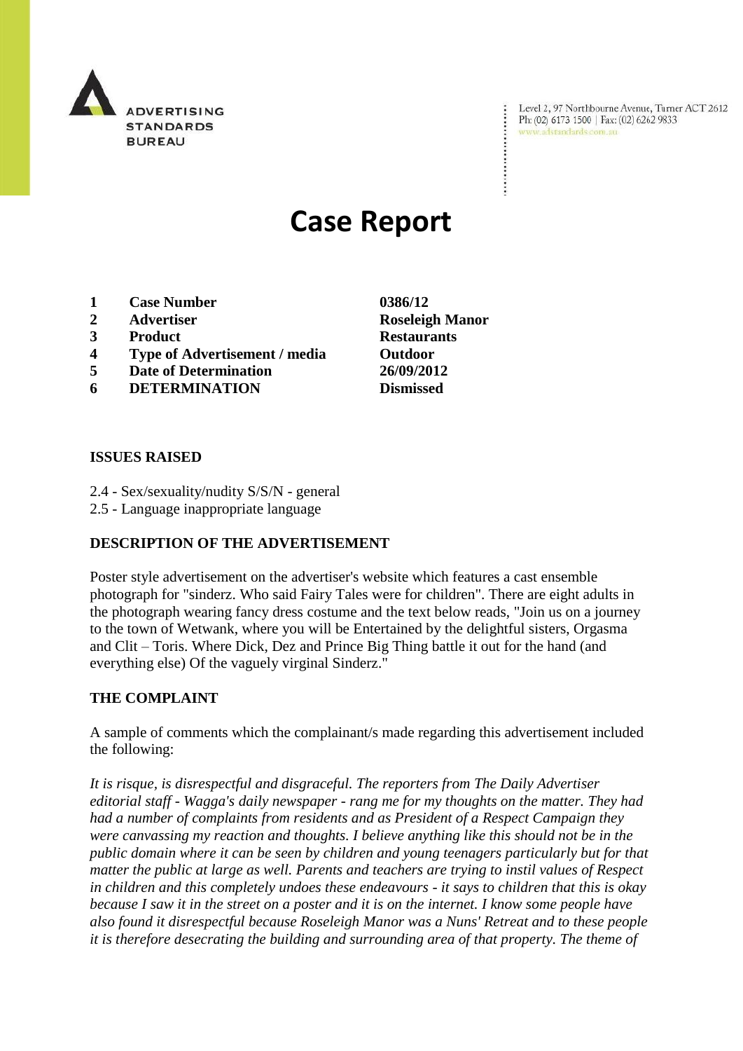ADVERTISING STANDARDS BUREAU

Level 2, 97 Northbourne Avenue, Turner ACT 2612
Ph: (02) 6173 1500 | Fax: (02) 6262 9833
www.adstandards.com.au

# Case Report

| | | |
|---|---|---|
| **1** | **Case Number** | **0386/12** |
| **2** | **Advertiser** | **Roseleigh Manor** |
| **3** | **Product** | **Restaurants** |
| **4** | **Type of Advertisement / media** | **Outdoor** |
| **5** | **Date of Determination** | **26/09/2012** |
| **6** | **DETERMINATION** | **Dismissed** |

## ISSUES RAISED

2.4 - Sex/sexuality/nudity S/S/N - general
2.5 - Language inappropriate language

## DESCRIPTION OF THE ADVERTISEMENT

Poster style advertisement on the advertiser's website which features a cast ensemble photograph for "sinderz. Who said Fairy Tales were for children". There are eight adults in the photograph wearing fancy dress costume and the text below reads, "Join us on a journey to the town of Wetwank, where you will be Entertained by the delightful sisters, Orgasma and Clit – Toris. Where Dick, Dez and Prince Big Thing battle it out for the hand (and everything else) Of the vaguely virginal Sinderz."

## THE COMPLAINT

A sample of comments which the complainant/s made regarding this advertisement included the following:

*It is risque, is disrespectful and disgraceful. The reporters from The Daily Advertiser editorial staff - Wagga's daily newspaper - rang me for my thoughts on the matter. They had had a number of complaints from residents and as President of a Respect Campaign they were canvassing my reaction and thoughts. I believe anything like this should not be in the public domain where it can be seen by children and young teenagers particularly but for that matter the public at large as well. Parents and teachers are trying to instil values of Respect in children and this completely undoes these endeavours - it says to children that this is okay because I saw it in the street on a poster and it is on the internet. I know some people have also found it disrespectful because Roseleigh Manor was a Nuns' Retreat and to these people it is therefore desecrating the building and surrounding area of that property. The theme of*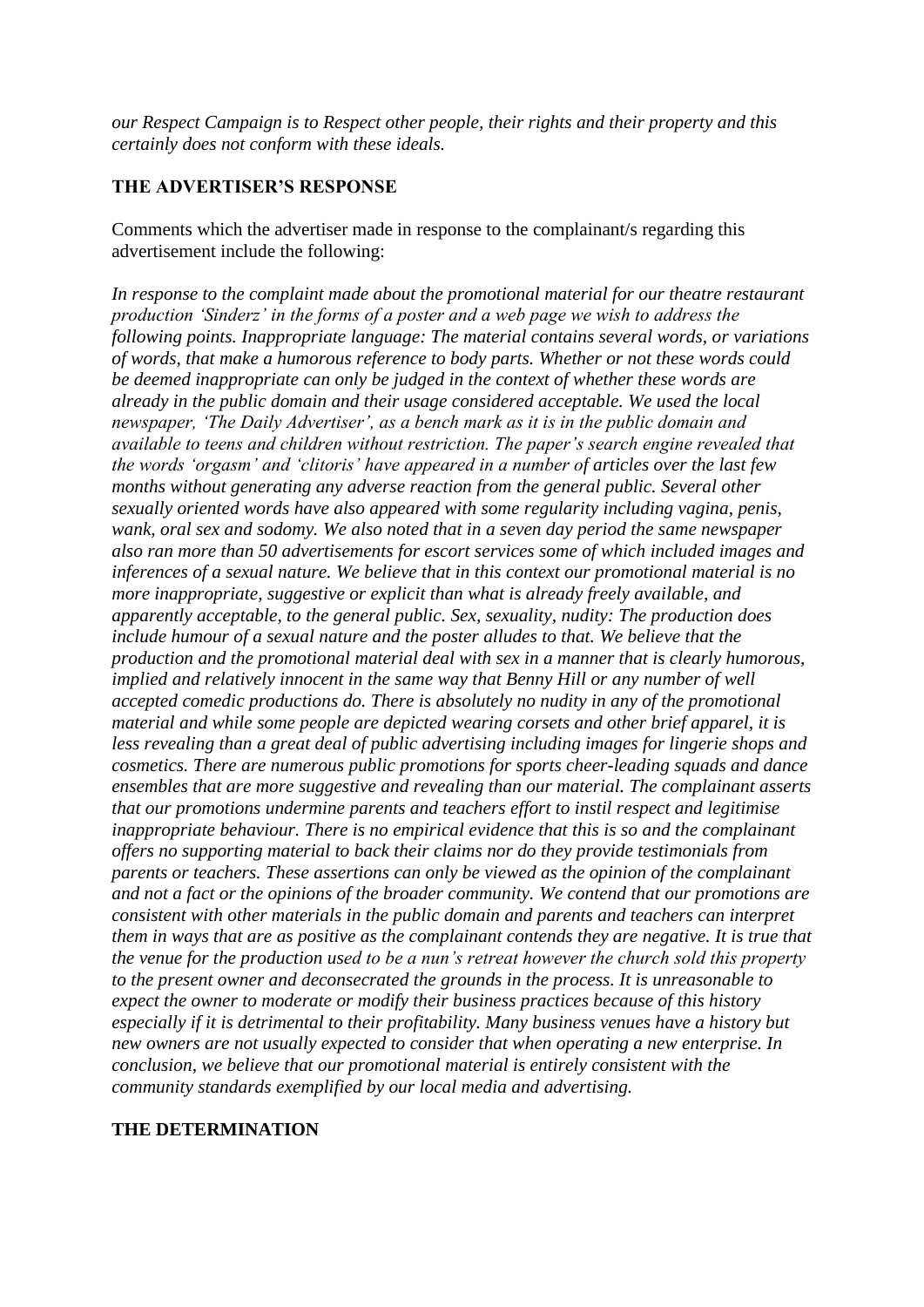*our Respect Campaign is to Respect other people, their rights and their property and this certainly does not conform with these ideals.*

## THE ADVERTISER'S RESPONSE

Comments which the advertiser made in response to the complainant/s regarding this advertisement include the following:

*In response to the complaint made about the promotional material for our theatre restaurant production 'Sinderz' in the forms of a poster and a web page we wish to address the following points. Inappropriate language: The material contains several words, or variations of words, that make a humorous reference to body parts. Whether or not these words could be deemed inappropriate can only be judged in the context of whether these words are already in the public domain and their usage considered acceptable. We used the local newspaper, 'The Daily Advertiser', as a bench mark as it is in the public domain and available to teens and children without restriction. The paper's search engine revealed that the words 'orgasm' and 'clitoris' have appeared in a number of articles over the last few months without generating any adverse reaction from the general public. Several other sexually oriented words have also appeared with some regularity including vagina, penis, wank, oral sex and sodomy. We also noted that in a seven day period the same newspaper also ran more than 50 advertisements for escort services some of which included images and inferences of a sexual nature. We believe that in this context our promotional material is no more inappropriate, suggestive or explicit than what is already freely available, and apparently acceptable, to the general public. Sex, sexuality, nudity: The production does include humour of a sexual nature and the poster alludes to that. We believe that the production and the promotional material deal with sex in a manner that is clearly humorous, implied and relatively innocent in the same way that Benny Hill or any number of well accepted comedic productions do. There is absolutely no nudity in any of the promotional material and while some people are depicted wearing corsets and other brief apparel, it is less revealing than a great deal of public advertising including images for lingerie shops and cosmetics. There are numerous public promotions for sports cheer-leading squads and dance ensembles that are more suggestive and revealing than our material. The complainant asserts that our promotions undermine parents and teachers effort to instil respect and legitimise inappropriate behaviour. There is no empirical evidence that this is so and the complainant offers no supporting material to back their claims nor do they provide testimonials from parents or teachers. These assertions can only be viewed as the opinion of the complainant and not a fact or the opinions of the broader community. We contend that our promotions are consistent with other materials in the public domain and parents and teachers can interpret them in ways that are as positive as the complainant contends they are negative. It is true that the venue for the production used to be a nun's retreat however the church sold this property to the present owner and deconsecrated the grounds in the process. It is unreasonable to expect the owner to moderate or modify their business practices because of this history especially if it is detrimental to their profitability. Many business venues have a history but new owners are not usually expected to consider that when operating a new enterprise. In conclusion, we believe that our promotional material is entirely consistent with the community standards exemplified by our local media and advertising.*

## THE DETERMINATION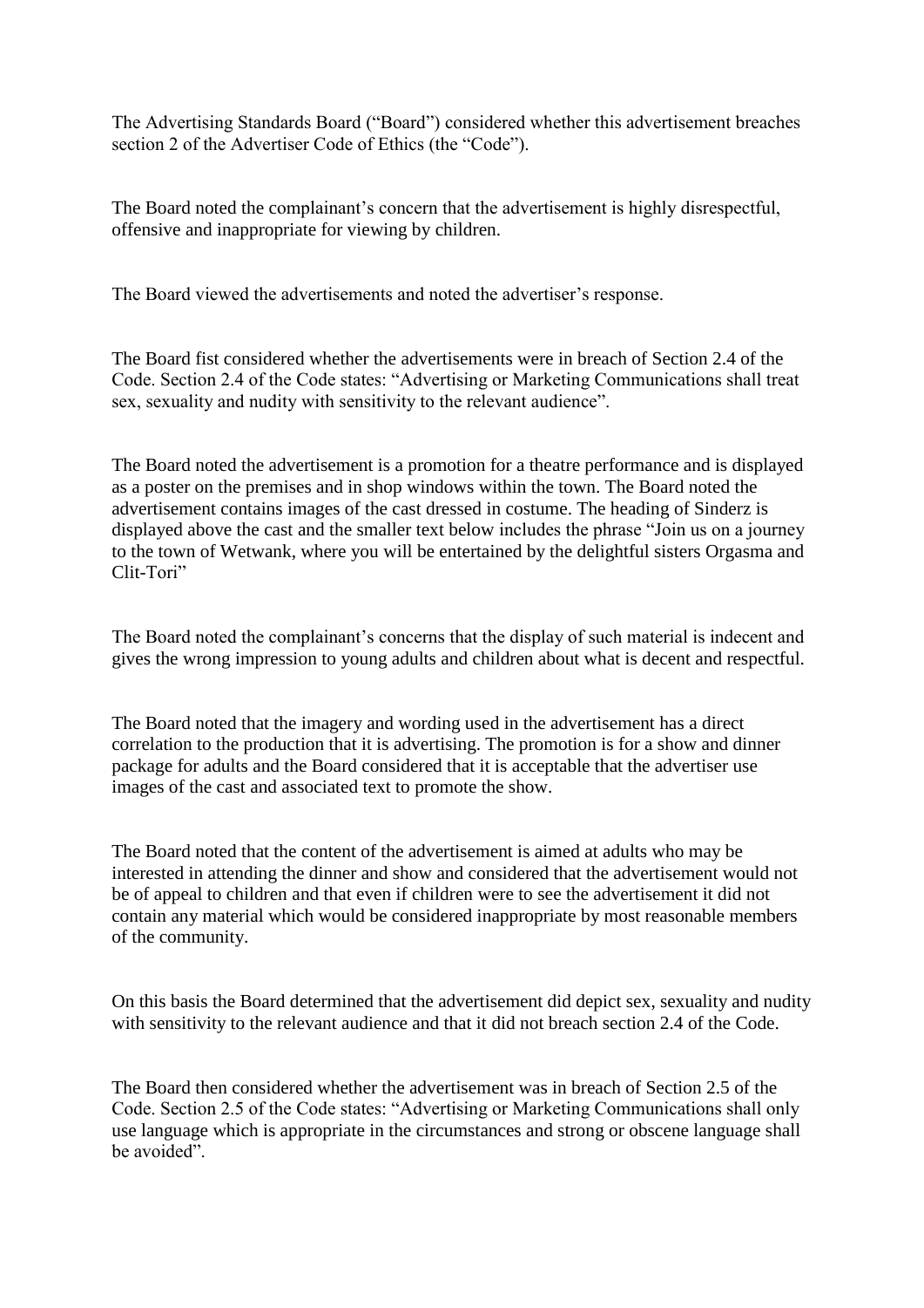The Advertising Standards Board ("Board") considered whether this advertisement breaches section 2 of the Advertiser Code of Ethics (the "Code").

The Board noted the complainant's concern that the advertisement is highly disrespectful, offensive and inappropriate for viewing by children.

The Board viewed the advertisements and noted the advertiser's response.

The Board fist considered whether the advertisements were in breach of Section 2.4 of the Code. Section 2.4 of the Code states: "Advertising or Marketing Communications shall treat sex, sexuality and nudity with sensitivity to the relevant audience".

The Board noted the advertisement is a promotion for a theatre performance and is displayed as a poster on the premises and in shop windows within the town. The Board noted the advertisement contains images of the cast dressed in costume. The heading of Sinderz is displayed above the cast and the smaller text below includes the phrase "Join us on a journey to the town of Wetwank, where you will be entertained by the delightful sisters Orgasma and Clit-Tori"

The Board noted the complainant's concerns that the display of such material is indecent and gives the wrong impression to young adults and children about what is decent and respectful.

The Board noted that the imagery and wording used in the advertisement has a direct correlation to the production that it is advertising. The promotion is for a show and dinner package for adults and the Board considered that it is acceptable that the advertiser use images of the cast and associated text to promote the show.

The Board noted that the content of the advertisement is aimed at adults who may be interested in attending the dinner and show and considered that the advertisement would not be of appeal to children and that even if children were to see the advertisement it did not contain any material which would be considered inappropriate by most reasonable members of the community.

On this basis the Board determined that the advertisement did depict sex, sexuality and nudity with sensitivity to the relevant audience and that it did not breach section 2.4 of the Code.

The Board then considered whether the advertisement was in breach of Section 2.5 of the Code. Section 2.5 of the Code states: "Advertising or Marketing Communications shall only use language which is appropriate in the circumstances and strong or obscene language shall be avoided".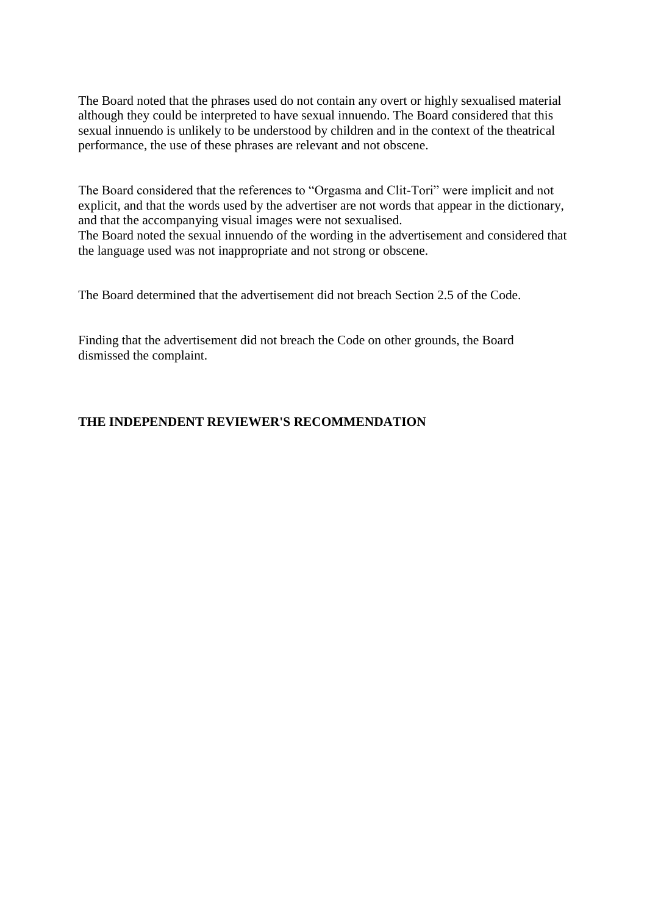The Board noted that the phrases used do not contain any overt or highly sexualised material although they could be interpreted to have sexual innuendo. The Board considered that this sexual innuendo is unlikely to be understood by children and in the context of the theatrical performance, the use of these phrases are relevant and not obscene.

The Board considered that the references to “Orgasma and Clit-Tori” were implicit and not explicit, and that the words used by the advertiser are not words that appear in the dictionary, and that the accompanying visual images were not sexualised.
The Board noted the sexual innuendo of the wording in the advertisement and considered that the language used was not inappropriate and not strong or obscene.

The Board determined that the advertisement did not breach Section 2.5 of the Code.

Finding that the advertisement did not breach the Code on other grounds, the Board dismissed the complaint.

**THE INDEPENDENT REVIEWER'S RECOMMENDATION**